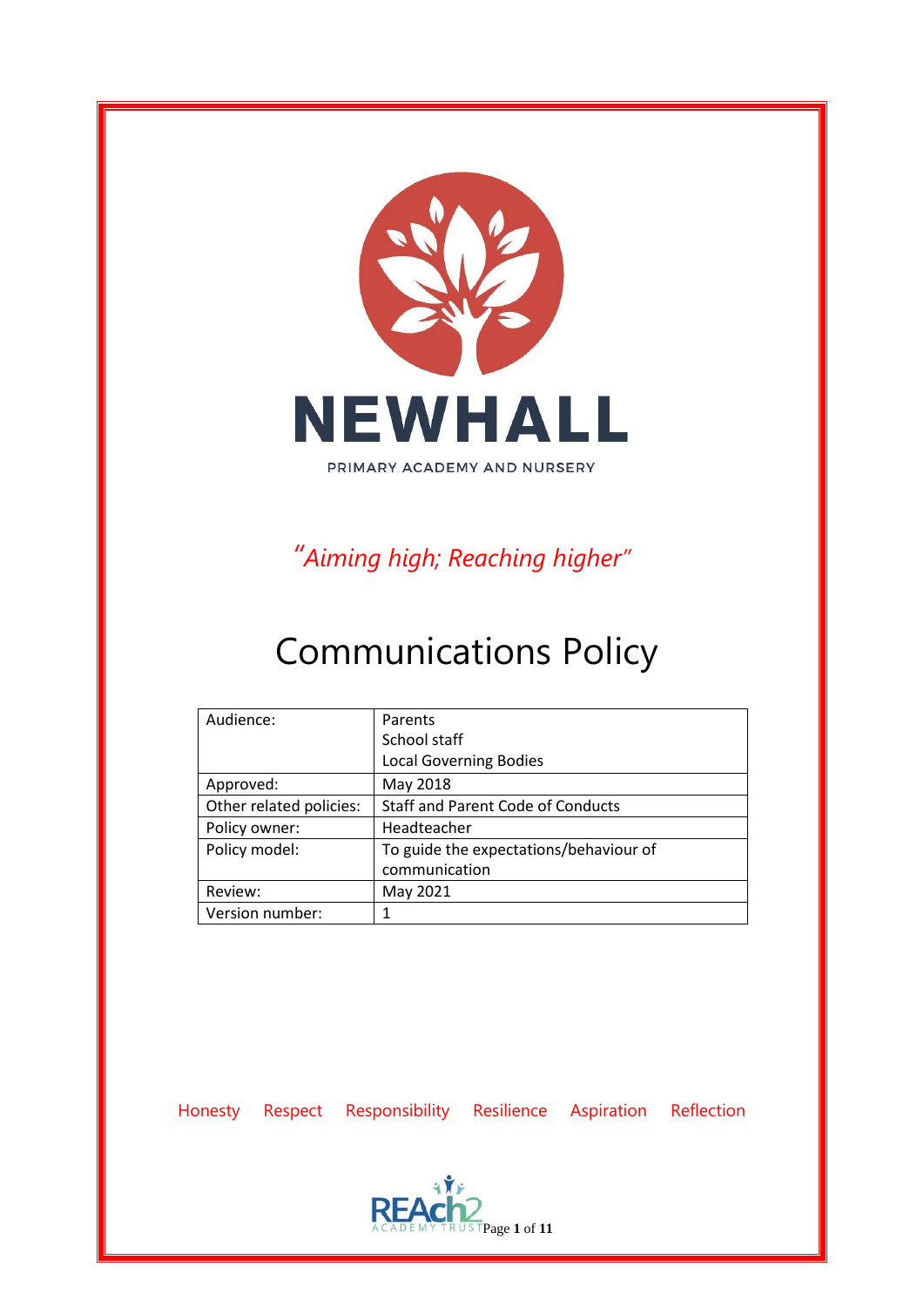NEWHALL

PRIMARY ACADEMY AND NURSERY

*"Aiming high; Reaching higher"*

# Communications Policy

| Audience: | Parents<br>School staff<br>Local Governing Bodies |
|---|---|
| Approved: | May 2018 |
| Other related policies: | Staff and Parent Code of Conducts |
| Policy owner: | Headteacher |
| Policy model: | To guide the expectations/behaviour of communication |
| Review: | May 2021 |
| Version number: | 1 |

Honesty Respect Responsibility Resilience Aspiration Reflection

REAch2 ACADEMY TRUST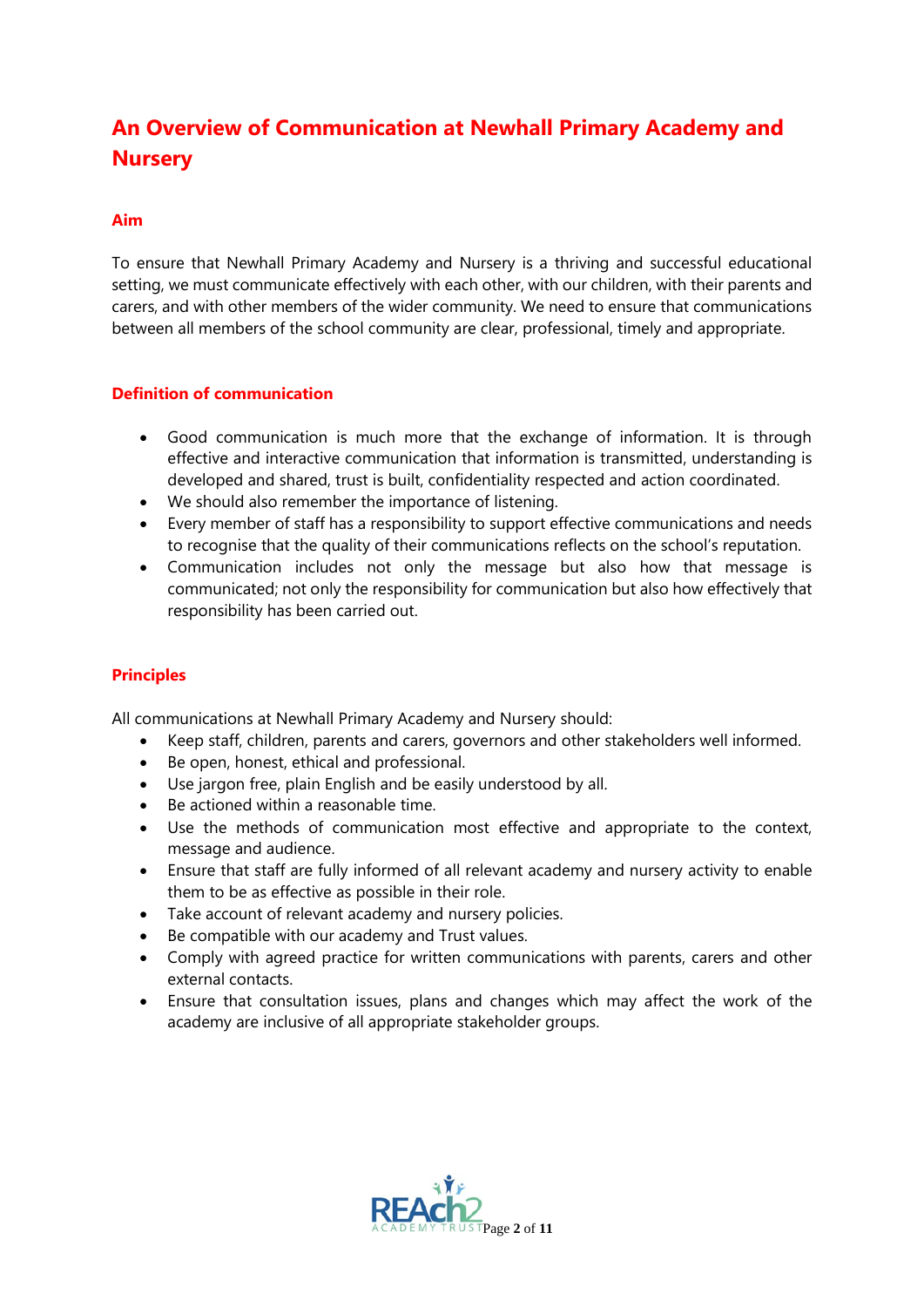# An Overview of Communication at Newhall Primary Academy and Nursery

## Aim

To ensure that Newhall Primary Academy and Nursery is a thriving and successful educational setting, we must communicate effectively with each other, with our children, with their parents and carers, and with other members of the wider community. We need to ensure that communications between all members of the school community are clear, professional, timely and appropriate.

## Definition of communication

- Good communication is much more that the exchange of information. It is through effective and interactive communication that information is transmitted, understanding is developed and shared, trust is built, confidentiality respected and action coordinated.
- We should also remember the importance of listening.
- Every member of staff has a responsibility to support effective communications and needs to recognise that the quality of their communications reflects on the school's reputation.
- Communication includes not only the message but also how that message is communicated; not only the responsibility for communication but also how effectively that responsibility has been carried out.

## Principles

All communications at Newhall Primary Academy and Nursery should:

- Keep staff, children, parents and carers, governors and other stakeholders well informed.
- Be open, honest, ethical and professional.
- Use jargon free, plain English and be easily understood by all.
- Be actioned within a reasonable time.
- Use the methods of communication most effective and appropriate to the context, message and audience.
- Ensure that staff are fully informed of all relevant academy and nursery activity to enable them to be as effective as possible in their role.
- Take account of relevant academy and nursery policies.
- Be compatible with our academy and Trust values.
- Comply with agreed practice for written communications with parents, carers and other external contacts.
- Ensure that consultation issues, plans and changes which may affect the work of the academy are inclusive of all appropriate stakeholder groups.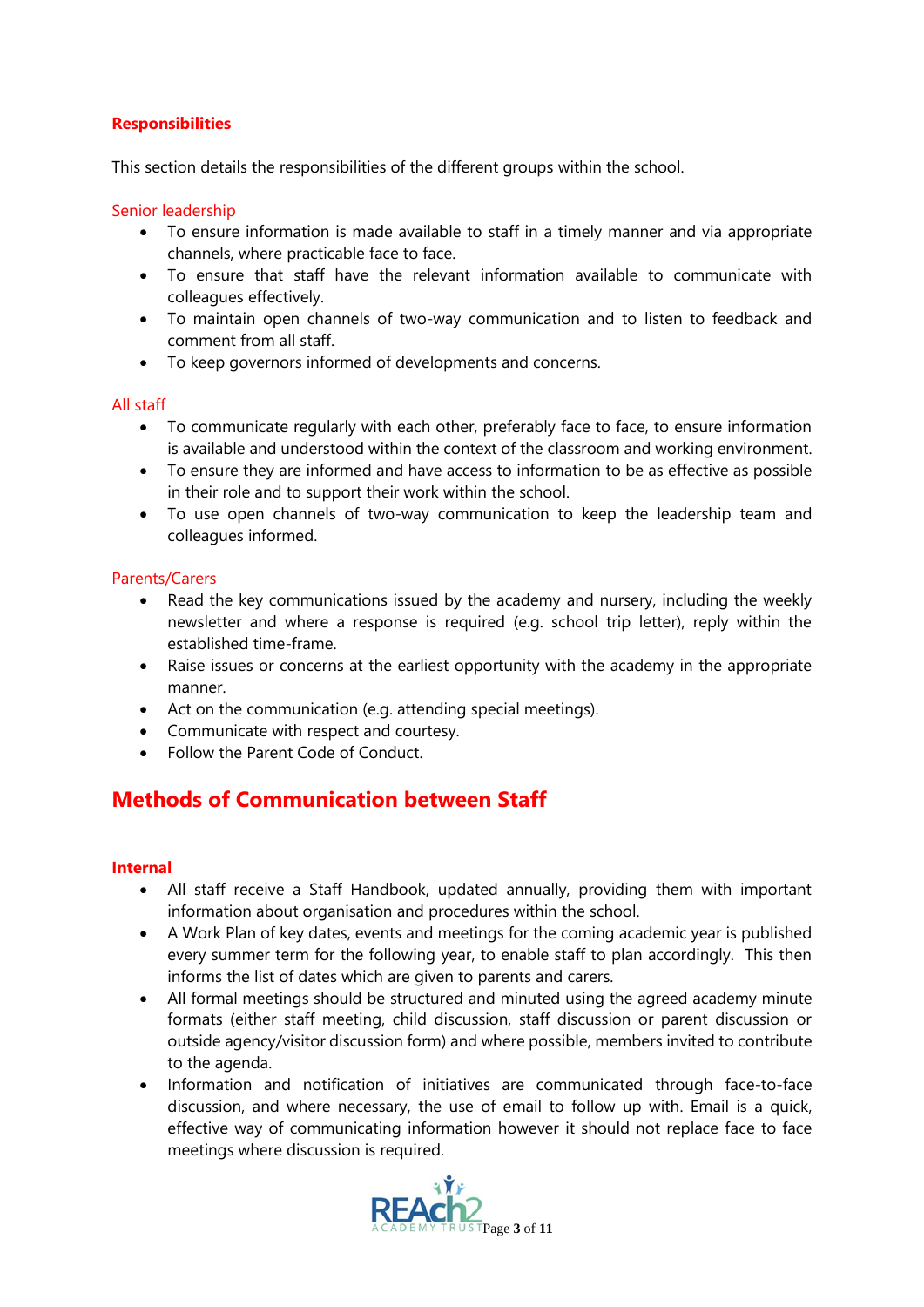### Responsibilities

This section details the responsibilities of the different groups within the school.

#### Senior leadership

- To ensure information is made available to staff in a timely manner and via appropriate channels, where practicable face to face.
- To ensure that staff have the relevant information available to communicate with colleagues effectively.
- To maintain open channels of two-way communication and to listen to feedback and comment from all staff.
- To keep governors informed of developments and concerns.

#### All staff

- To communicate regularly with each other, preferably face to face, to ensure information is available and understood within the context of the classroom and working environment.
- To ensure they are informed and have access to information to be as effective as possible in their role and to support their work within the school.
- To use open channels of two-way communication to keep the leadership team and colleagues informed.

#### Parents/Carers

- Read the key communications issued by the academy and nursery, including the weekly newsletter and where a response is required (e.g. school trip letter), reply within the established time-frame.
- Raise issues or concerns at the earliest opportunity with the academy in the appropriate manner.
- Act on the communication (e.g. attending special meetings).
- Communicate with respect and courtesy.
- Follow the Parent Code of Conduct.

## Methods of Communication between Staff

### Internal

- All staff receive a Staff Handbook, updated annually, providing them with important information about organisation and procedures within the school.
- A Work Plan of key dates, events and meetings for the coming academic year is published every summer term for the following year, to enable staff to plan accordingly. This then informs the list of dates which are given to parents and carers.
- All formal meetings should be structured and minuted using the agreed academy minute formats (either staff meeting, child discussion, staff discussion or parent discussion or outside agency/visitor discussion form) and where possible, members invited to contribute to the agenda.
- Information and notification of initiatives are communicated through face-to-face discussion, and where necessary, the use of email to follow up with. Email is a quick, effective way of communicating information however it should not replace face to face meetings where discussion is required.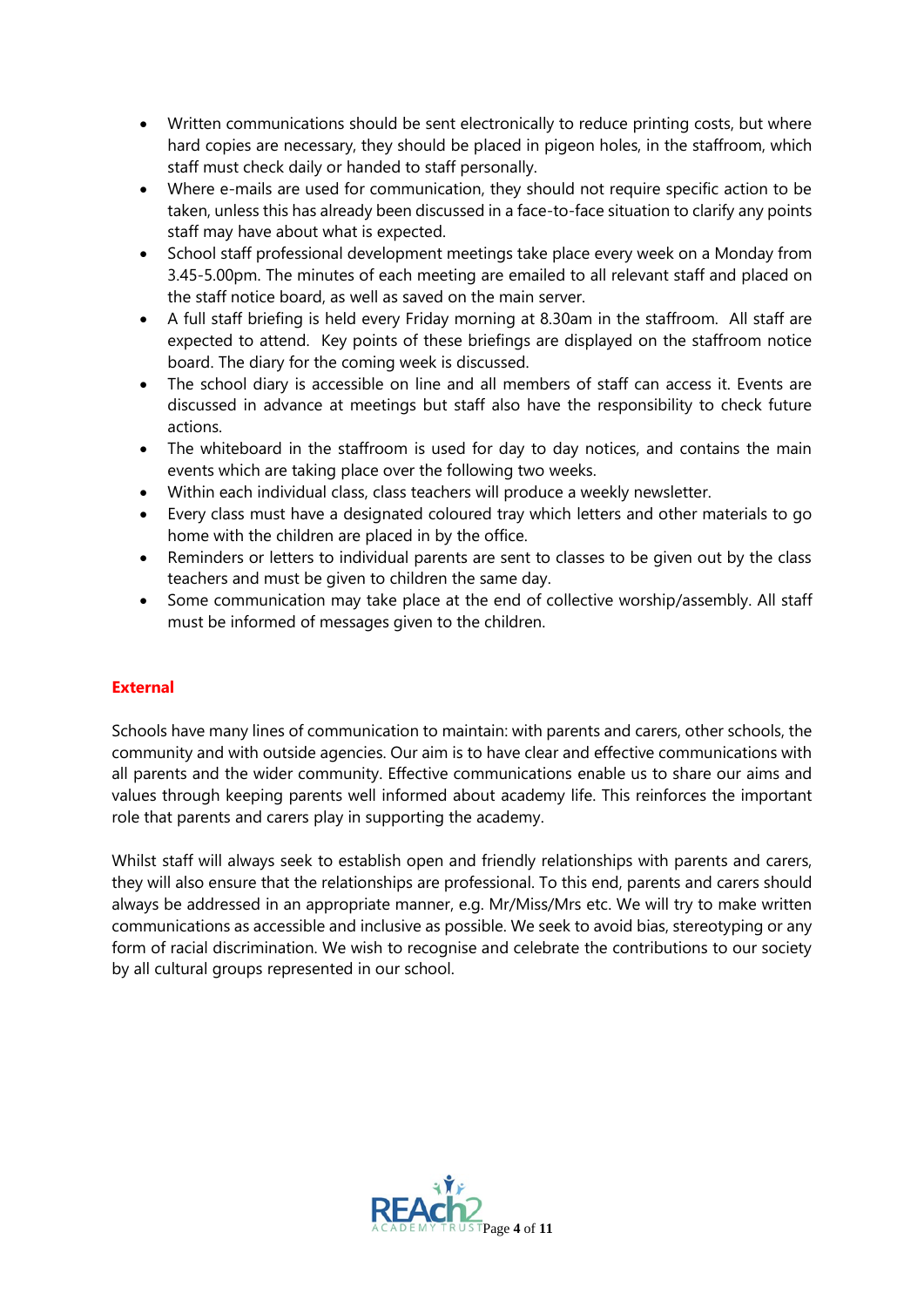- Written communications should be sent electronically to reduce printing costs, but where hard copies are necessary, they should be placed in pigeon holes, in the staffroom, which staff must check daily or handed to staff personally.
- Where e-mails are used for communication, they should not require specific action to be taken, unless this has already been discussed in a face-to-face situation to clarify any points staff may have about what is expected.
- School staff professional development meetings take place every week on a Monday from 3.45-5.00pm. The minutes of each meeting are emailed to all relevant staff and placed on the staff notice board, as well as saved on the main server.
- A full staff briefing is held every Friday morning at 8.30am in the staffroom. All staff are expected to attend. Key points of these briefings are displayed on the staffroom notice board. The diary for the coming week is discussed.
- The school diary is accessible on line and all members of staff can access it. Events are discussed in advance at meetings but staff also have the responsibility to check future actions.
- The whiteboard in the staffroom is used for day to day notices, and contains the main events which are taking place over the following two weeks.
- Within each individual class, class teachers will produce a weekly newsletter.
- Every class must have a designated coloured tray which letters and other materials to go home with the children are placed in by the office.
- Reminders or letters to individual parents are sent to classes to be given out by the class teachers and must be given to children the same day.
- Some communication may take place at the end of collective worship/assembly. All staff must be informed of messages given to the children.

## External

Schools have many lines of communication to maintain: with parents and carers, other schools, the community and with outside agencies. Our aim is to have clear and effective communications with all parents and the wider community. Effective communications enable us to share our aims and values through keeping parents well informed about academy life. This reinforces the important role that parents and carers play in supporting the academy.

Whilst staff will always seek to establish open and friendly relationships with parents and carers, they will also ensure that the relationships are professional. To this end, parents and carers should always be addressed in an appropriate manner, e.g. Mr/Miss/Mrs etc. We will try to make written communications as accessible and inclusive as possible. We seek to avoid bias, stereotyping or any form of racial discrimination. We wish to recognise and celebrate the contributions to our society by all cultural groups represented in our school.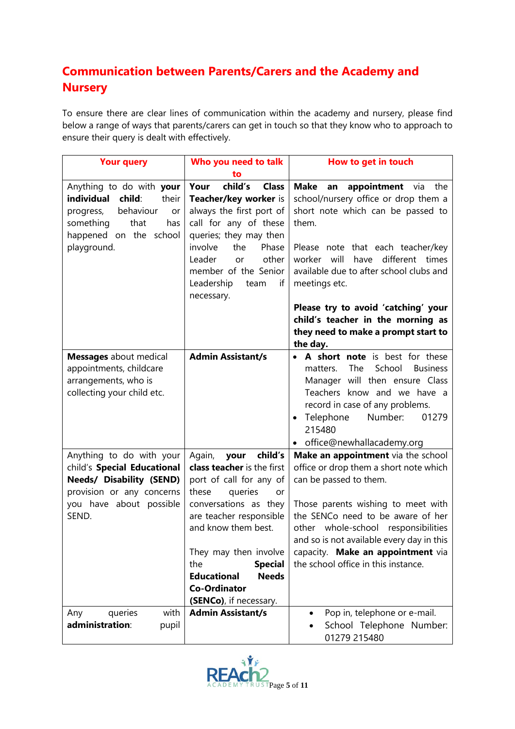## Communication between Parents/Carers and the Academy and Nursery

To ensure there are clear lines of communication within the academy and nursery, please find below a range of ways that parents/carers can get in touch so that they know who to approach to ensure their query is dealt with effectively.

| Your query | Who you need to talk to | How to get in touch |
|---|---|---|
| Anything to do with **your individual child**: their progress, behaviour or something that has happened on the school playground. | **Your child's Class Teacher/key worker** is always the first port of call for any of these queries; they may then involve the Phase Leader or other member of the Senior Leadership team if necessary. | **Make an appointment** via the school/nursery office or drop them a short note which can be passed to them.<br><br>Please note that each teacher/key worker will have different times available due to after school clubs and meetings etc.<br><br>**Please try to avoid 'catching' your child's teacher in the morning as they need to make a prompt start to the day.** |
| **Messages** about medical appointments, childcare arrangements, who is collecting your child etc. | **Admin Assistant/s** | • **A short note** is best for these matters. The School Business Manager will then ensure Class Teachers know and we have a record in case of any problems.<br>• Telephone Number: 01279 215480<br>• office@newhallacademy.org |
| Anything to do with your child's **Special Educational Needs/ Disability (SEND)** provision or any concerns you have about possible SEND. | Again, **your child's class teacher** is the first port of call for any of these queries or conversations as they are teacher responsible and know them best.<br><br>They may then involve the **Special Educational Needs Co-Ordinator (SENCo)**, if necessary. | **Make an appointment** via the school office or drop them a short note which can be passed to them.<br><br>Those parents wishing to meet with the SENCo need to be aware of her other whole-school responsibilities and so is not available every day in this capacity. **Make an appointment** via the school office in this instance. |
| Any queries with **administration**: pupil | **Admin Assistant/s** | • Pop in, telephone or e-mail.<br>• School Telephone Number: 01279 215480 |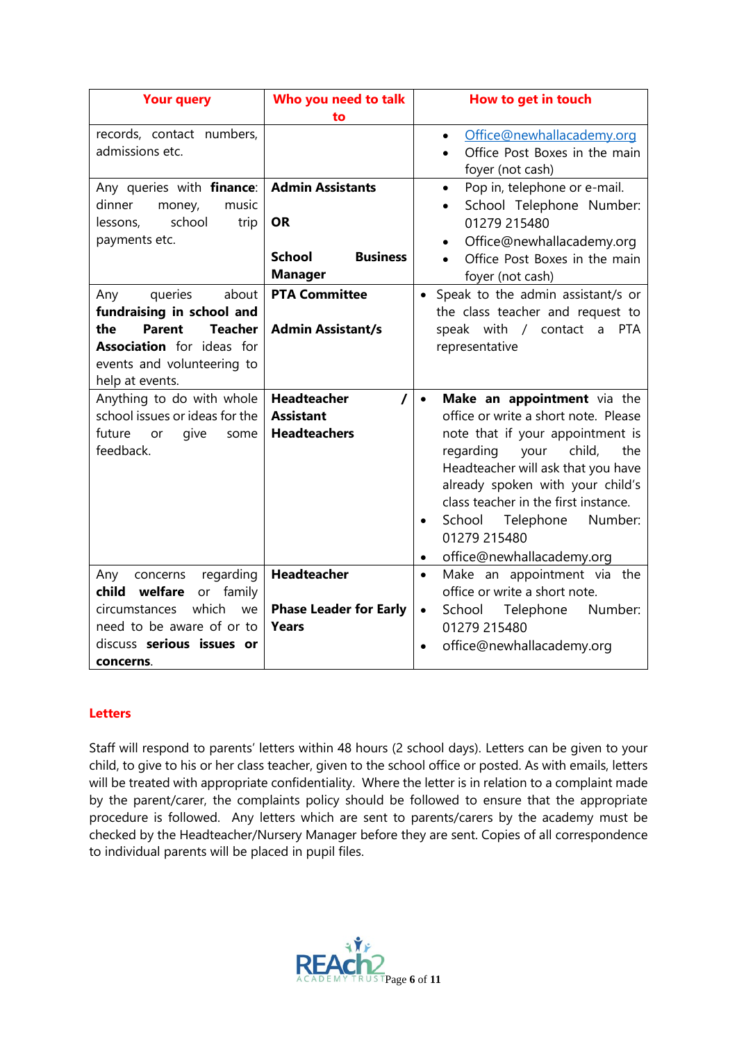| Your query | Who you need to talk to | How to get in touch |
| --- | --- | --- |
| records, contact numbers, admissions etc. | | • Office@newhallacademy.org<br>• Office Post Boxes in the main foyer (not cash) |
| Any queries with **finance**: dinner money, music lessons, school trip payments etc. | **Admin Assistants**<br><br>**OR**<br><br>**School Business Manager** | • Pop in, telephone or e-mail.<br>• School Telephone Number: 01279 215480<br>• Office@newhallacademy.org<br>• Office Post Boxes in the main foyer (not cash) |
| Any queries about **fundraising in school and the Parent Teacher Association** for ideas for events and volunteering to help at events. | **PTA Committee**<br><br>**Admin Assistant/s** | • Speak to the admin assistant/s or the class teacher and request to speak with / contact a PTA representative |
| Anything to do with whole school issues or ideas for the future or give some feedback. | **Headteacher / Assistant Headteachers** | • **Make an appointment** via the office or write a short note. Please note that if your appointment is regarding your child, the Headteacher will ask that you have already spoken with your child's class teacher in the first instance.<br>• School Telephone Number: 01279 215480<br>• office@newhallacademy.org |
| Any concerns regarding **child welfare** or family circumstances which we need to be aware of or to discuss **serious issues or concerns**. | **Headteacher**<br><br>**Phase Leader for Early Years** | • Make an appointment via the office or write a short note.<br>• School Telephone Number: 01279 215480<br>• office@newhallacademy.org |

## Letters

Staff will respond to parents' letters within 48 hours (2 school days). Letters can be given to your child, to give to his or her class teacher, given to the school office or posted. As with emails, letters will be treated with appropriate confidentiality. Where the letter is in relation to a complaint made by the parent/carer, the complaints policy should be followed to ensure that the appropriate procedure is followed. Any letters which are sent to parents/carers by the academy must be checked by the Headteacher/Nursery Manager before they are sent. Copies of all correspondence to individual parents will be placed in pupil files.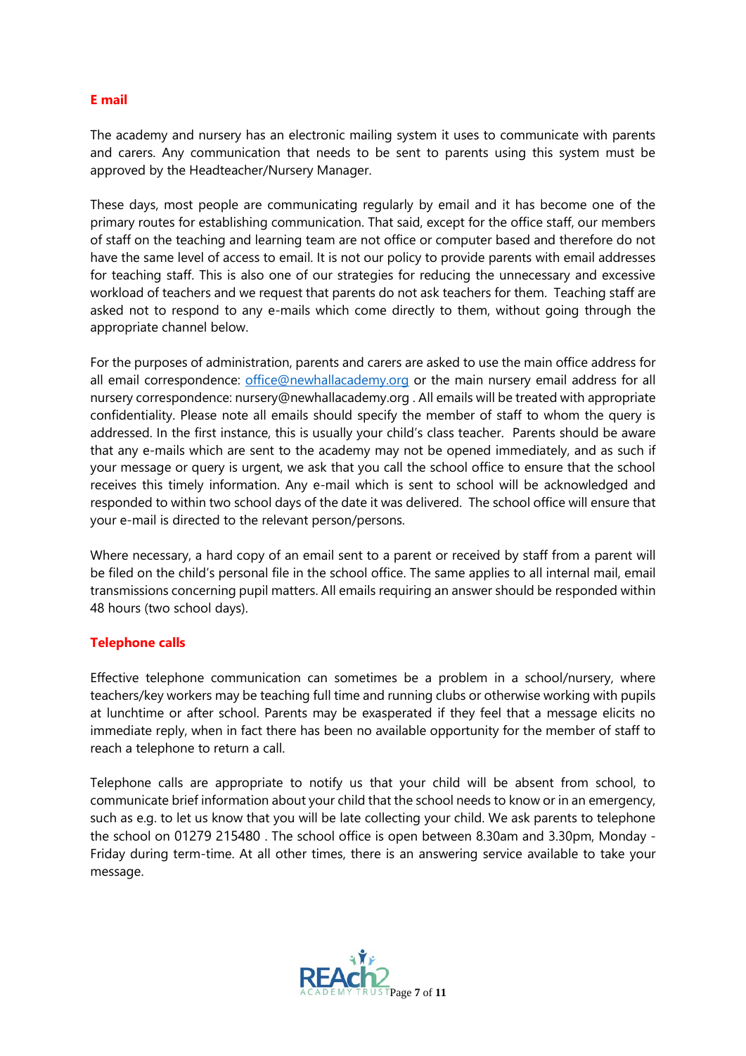## E mail

The academy and nursery has an electronic mailing system it uses to communicate with parents and carers. Any communication that needs to be sent to parents using this system must be approved by the Headteacher/Nursery Manager.

These days, most people are communicating regularly by email and it has become one of the primary routes for establishing communication. That said, except for the office staff, our members of staff on the teaching and learning team are not office or computer based and therefore do not have the same level of access to email. It is not our policy to provide parents with email addresses for teaching staff. This is also one of our strategies for reducing the unnecessary and excessive workload of teachers and we request that parents do not ask teachers for them. Teaching staff are asked not to respond to any e-mails which come directly to them, without going through the appropriate channel below.

For the purposes of administration, parents and carers are asked to use the main office address for all email correspondence: office@newhallacademy.org or the main nursery email address for all nursery correspondence: nursery@newhallacademy.org . All emails will be treated with appropriate confidentiality. Please note all emails should specify the member of staff to whom the query is addressed. In the first instance, this is usually your child's class teacher. Parents should be aware that any e-mails which are sent to the academy may not be opened immediately, and as such if your message or query is urgent, we ask that you call the school office to ensure that the school receives this timely information. Any e-mail which is sent to school will be acknowledged and responded to within two school days of the date it was delivered. The school office will ensure that your e-mail is directed to the relevant person/persons.

Where necessary, a hard copy of an email sent to a parent or received by staff from a parent will be filed on the child's personal file in the school office. The same applies to all internal mail, email transmissions concerning pupil matters. All emails requiring an answer should be responded within 48 hours (two school days).

## Telephone calls

Effective telephone communication can sometimes be a problem in a school/nursery, where teachers/key workers may be teaching full time and running clubs or otherwise working with pupils at lunchtime or after school. Parents may be exasperated if they feel that a message elicits no immediate reply, when in fact there has been no available opportunity for the member of staff to reach a telephone to return a call.

Telephone calls are appropriate to notify us that your child will be absent from school, to communicate brief information about your child that the school needs to know or in an emergency, such as e.g. to let us know that you will be late collecting your child. We ask parents to telephone the school on 01279 215480 . The school office is open between 8.30am and 3.30pm, Monday - Friday during term-time. At all other times, there is an answering service available to take your message.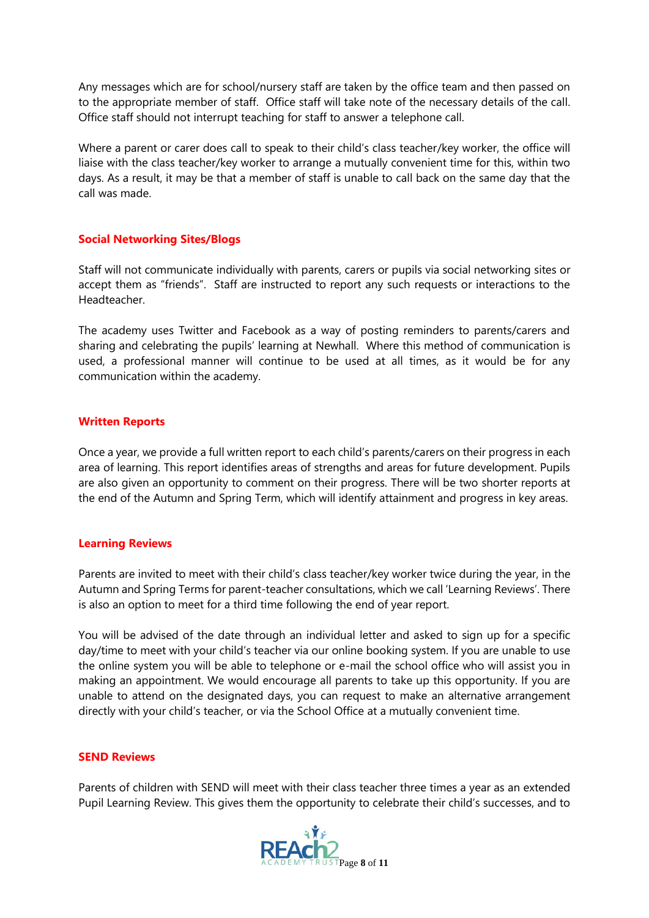Any messages which are for school/nursery staff are taken by the office team and then passed on to the appropriate member of staff. Office staff will take note of the necessary details of the call. Office staff should not interrupt teaching for staff to answer a telephone call.

Where a parent or carer does call to speak to their child's class teacher/key worker, the office will liaise with the class teacher/key worker to arrange a mutually convenient time for this, within two days. As a result, it may be that a member of staff is unable to call back on the same day that the call was made.

## Social Networking Sites/Blogs

Staff will not communicate individually with parents, carers or pupils via social networking sites or accept them as "friends". Staff are instructed to report any such requests or interactions to the Headteacher.

The academy uses Twitter and Facebook as a way of posting reminders to parents/carers and sharing and celebrating the pupils' learning at Newhall. Where this method of communication is used, a professional manner will continue to be used at all times, as it would be for any communication within the academy.

## Written Reports

Once a year, we provide a full written report to each child's parents/carers on their progress in each area of learning. This report identifies areas of strengths and areas for future development. Pupils are also given an opportunity to comment on their progress. There will be two shorter reports at the end of the Autumn and Spring Term, which will identify attainment and progress in key areas.

## Learning Reviews

Parents are invited to meet with their child's class teacher/key worker twice during the year, in the Autumn and Spring Terms for parent-teacher consultations, which we call 'Learning Reviews'. There is also an option to meet for a third time following the end of year report.

You will be advised of the date through an individual letter and asked to sign up for a specific day/time to meet with your child's teacher via our online booking system. If you are unable to use the online system you will be able to telephone or e-mail the school office who will assist you in making an appointment. We would encourage all parents to take up this opportunity. If you are unable to attend on the designated days, you can request to make an alternative arrangement directly with your child's teacher, or via the School Office at a mutually convenient time.

## SEND Reviews

Parents of children with SEND will meet with their class teacher three times a year as an extended Pupil Learning Review. This gives them the opportunity to celebrate their child's successes, and to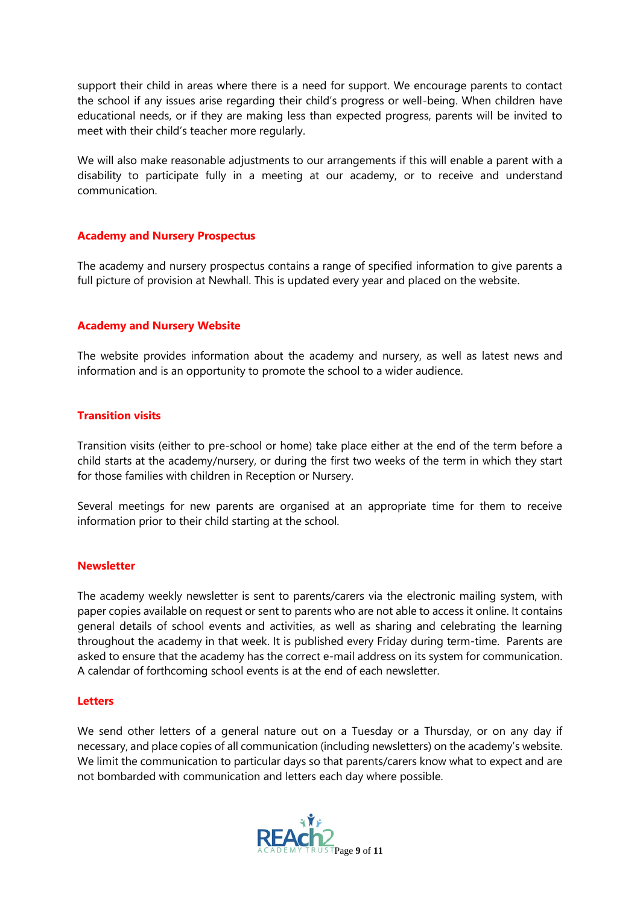support their child in areas where there is a need for support. We encourage parents to contact the school if any issues arise regarding their child's progress or well-being. When children have educational needs, or if they are making less than expected progress, parents will be invited to meet with their child's teacher more regularly.

We will also make reasonable adjustments to our arrangements if this will enable a parent with a disability to participate fully in a meeting at our academy, or to receive and understand communication.

### Academy and Nursery Prospectus

The academy and nursery prospectus contains a range of specified information to give parents a full picture of provision at Newhall. This is updated every year and placed on the website.

### Academy and Nursery Website

The website provides information about the academy and nursery, as well as latest news and information and is an opportunity to promote the school to a wider audience.

### Transition visits

Transition visits (either to pre-school or home) take place either at the end of the term before a child starts at the academy/nursery, or during the first two weeks of the term in which they start for those families with children in Reception or Nursery.

Several meetings for new parents are organised at an appropriate time for them to receive information prior to their child starting at the school.

### Newsletter

The academy weekly newsletter is sent to parents/carers via the electronic mailing system, with paper copies available on request or sent to parents who are not able to access it online. It contains general details of school events and activities, as well as sharing and celebrating the learning throughout the academy in that week. It is published every Friday during term-time. Parents are asked to ensure that the academy has the correct e-mail address on its system for communication. A calendar of forthcoming school events is at the end of each newsletter.

### Letters

We send other letters of a general nature out on a Tuesday or a Thursday, or on any day if necessary, and place copies of all communication (including newsletters) on the academy's website. We limit the communication to particular days so that parents/carers know what to expect and are not bombarded with communication and letters each day where possible.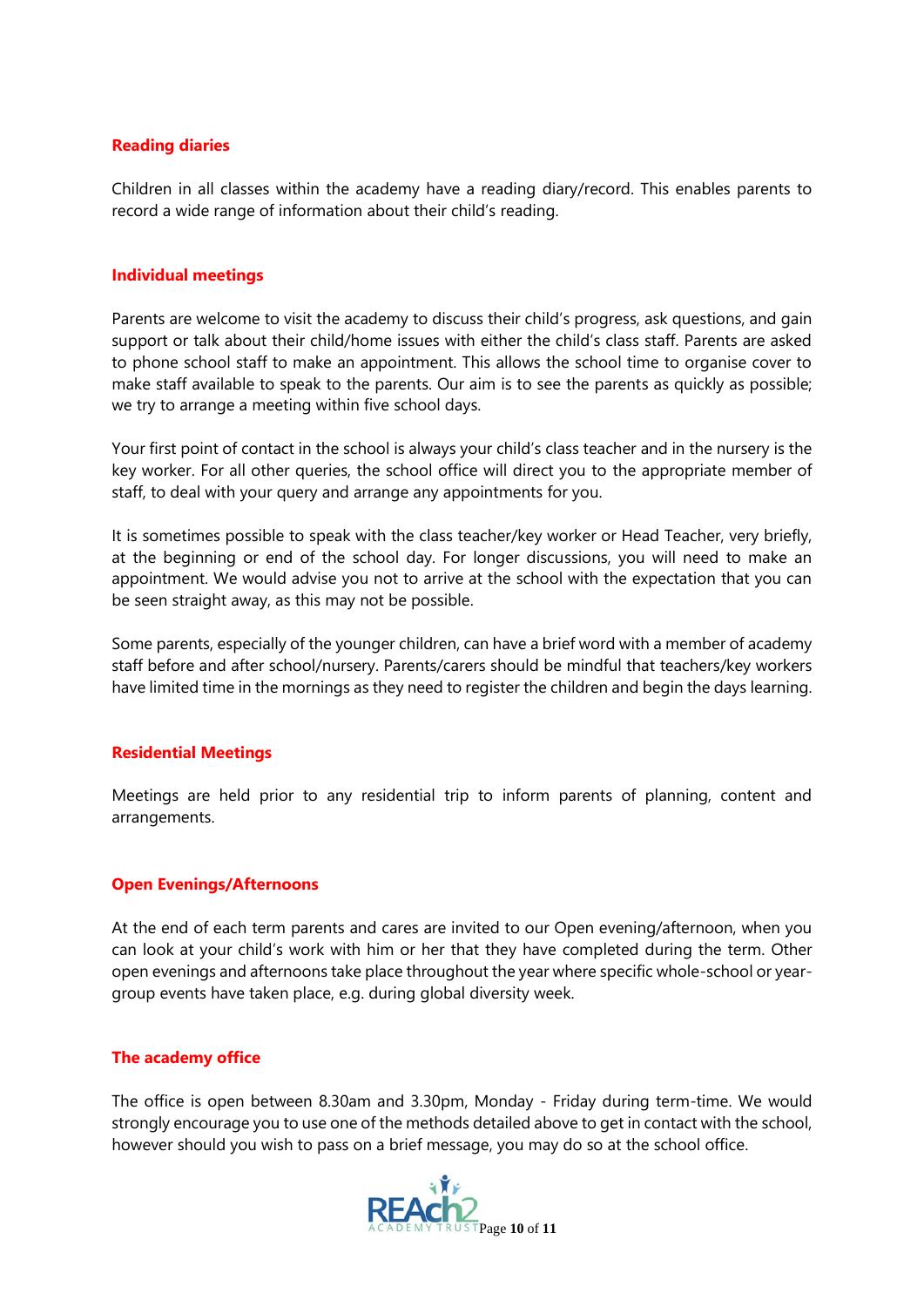### Reading diaries

Children in all classes within the academy have a reading diary/record. This enables parents to record a wide range of information about their child's reading.

### Individual meetings

Parents are welcome to visit the academy to discuss their child's progress, ask questions, and gain support or talk about their child/home issues with either the child's class staff. Parents are asked to phone school staff to make an appointment. This allows the school time to organise cover to make staff available to speak to the parents. Our aim is to see the parents as quickly as possible; we try to arrange a meeting within five school days.

Your first point of contact in the school is always your child's class teacher and in the nursery is the key worker. For all other queries, the school office will direct you to the appropriate member of staff, to deal with your query and arrange any appointments for you.

It is sometimes possible to speak with the class teacher/key worker or Head Teacher, very briefly, at the beginning or end of the school day. For longer discussions, you will need to make an appointment. We would advise you not to arrive at the school with the expectation that you can be seen straight away, as this may not be possible.

Some parents, especially of the younger children, can have a brief word with a member of academy staff before and after school/nursery. Parents/carers should be mindful that teachers/key workers have limited time in the mornings as they need to register the children and begin the days learning.

### Residential Meetings

Meetings are held prior to any residential trip to inform parents of planning, content and arrangements.

### Open Evenings/Afternoons

At the end of each term parents and cares are invited to our Open evening/afternoon, when you can look at your child's work with him or her that they have completed during the term. Other open evenings and afternoons take place throughout the year where specific whole-school or year-group events have taken place, e.g. during global diversity week.

### The academy office

The office is open between 8.30am and 3.30pm, Monday - Friday during term-time. We would strongly encourage you to use one of the methods detailed above to get in contact with the school, however should you wish to pass on a brief message, you may do so at the school office.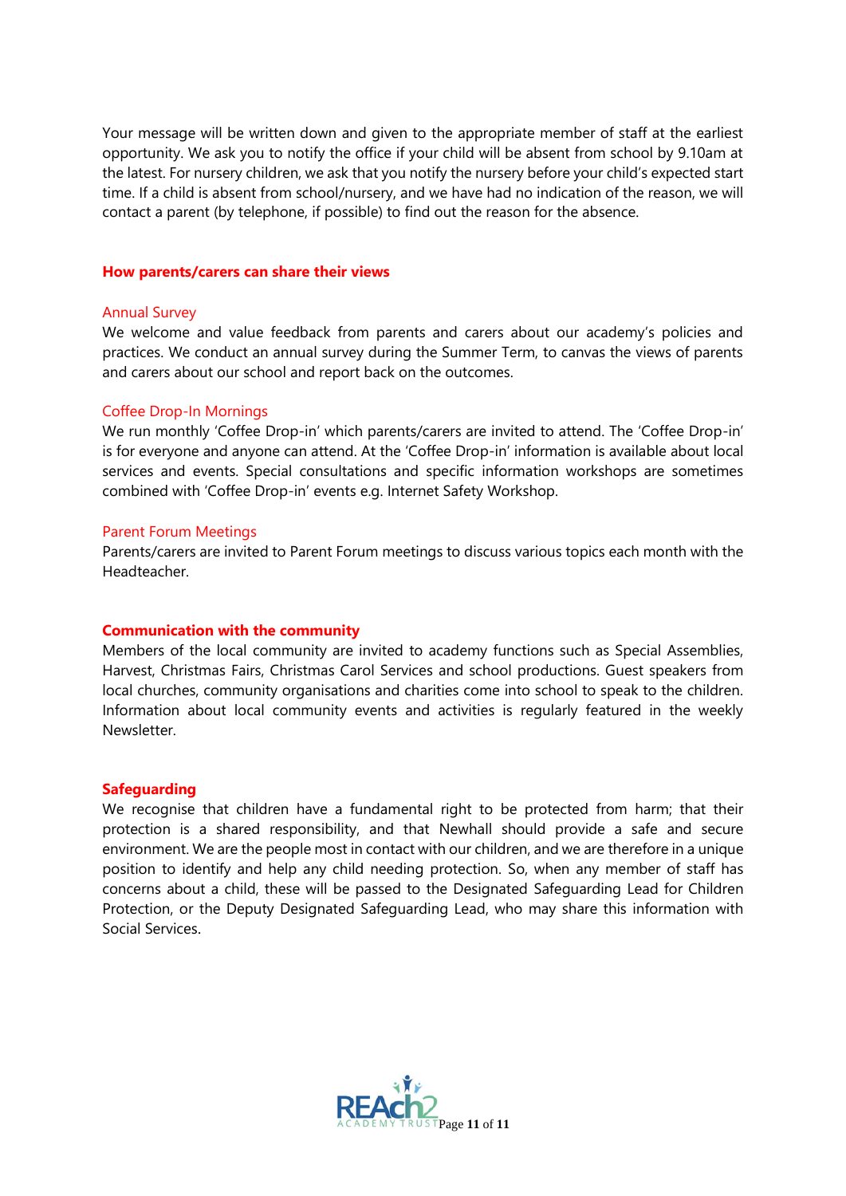Your message will be written down and given to the appropriate member of staff at the earliest opportunity. We ask you to notify the office if your child will be absent from school by 9.10am at the latest. For nursery children, we ask that you notify the nursery before your child's expected start time. If a child is absent from school/nursery, and we have had no indication of the reason, we will contact a parent (by telephone, if possible) to find out the reason for the absence.

## How parents/carers can share their views

### Annual Survey

We welcome and value feedback from parents and carers about our academy's policies and practices. We conduct an annual survey during the Summer Term, to canvas the views of parents and carers about our school and report back on the outcomes.

### Coffee Drop-In Mornings

We run monthly 'Coffee Drop-in' which parents/carers are invited to attend. The 'Coffee Drop-in' is for everyone and anyone can attend. At the 'Coffee Drop-in' information is available about local services and events. Special consultations and specific information workshops are sometimes combined with 'Coffee Drop-in' events e.g. Internet Safety Workshop.

### Parent Forum Meetings

Parents/carers are invited to Parent Forum meetings to discuss various topics each month with the Headteacher.

## Communication with the community

Members of the local community are invited to academy functions such as Special Assemblies, Harvest, Christmas Fairs, Christmas Carol Services and school productions. Guest speakers from local churches, community organisations and charities come into school to speak to the children. Information about local community events and activities is regularly featured in the weekly Newsletter.

## Safeguarding

We recognise that children have a fundamental right to be protected from harm; that their protection is a shared responsibility, and that Newhall should provide a safe and secure environment. We are the people most in contact with our children, and we are therefore in a unique position to identify and help any child needing protection. So, when any member of staff has concerns about a child, these will be passed to the Designated Safeguarding Lead for Children Protection, or the Deputy Designated Safeguarding Lead, who may share this information with Social Services.